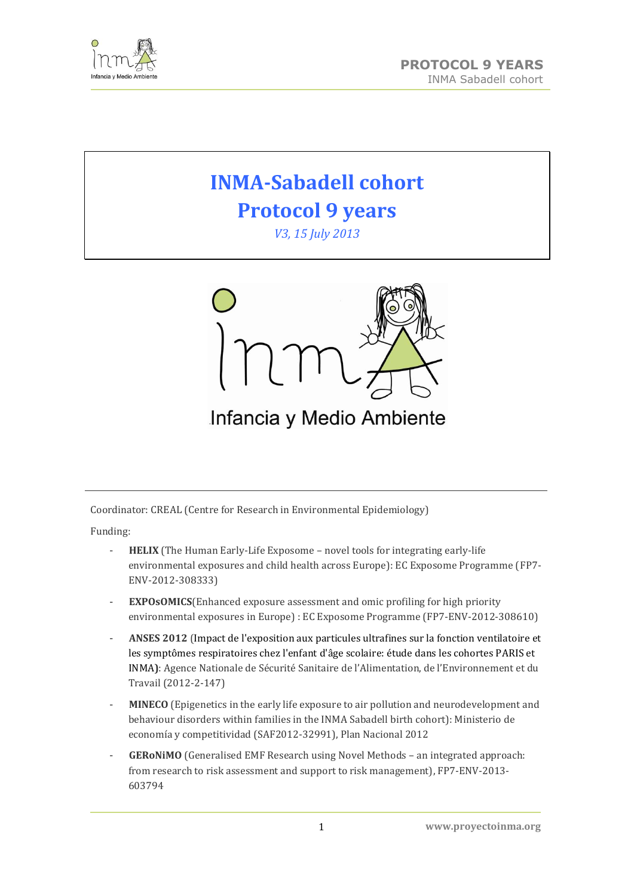# INMA-Sabadell cohort

# Protocol 9 years

*V3, 15 July 2013*

Coordinator: CREAL (Centre for Research in Environmental Epidemiology)

Funding:

- **HELIX** (The Human Early-Life Exposome – novel tools for integrating early-life environmental exposures and child health across Europe): EC Exposome Programme (FP7-ENV-2012-308333)
- **EXPOsOMICS**(Enhanced exposure assessment and omic profiling for high priority environmental exposures in Europe) : EC Exposome Programme (FP7-ENV-2012-308610)
- **ANSES 2012** (Impact de l'exposition aux particules ultrafines sur la fonction ventilatoire et les symptômes respiratoires chez l'enfant d'âge scolaire: étude dans les cohortes PARIS et INMA): Agence Nationale de Sécurité Sanitaire de l'Alimentation, de l'Environnement et du Travail (2012-2-147)
- **MINECO** (Epigenetics in the early life exposure to air pollution and neurodevelopment and behaviour disorders within families in the INMA Sabadell birth cohort): Ministerio de economía y competitividad (SAF2012-32991), Plan Nacional 2012
- **GERoNiMO** (Generalised EMF Research using Novel Methods – an integrated approach: from research to risk assessment and support to risk management), FP7-ENV-2013-603794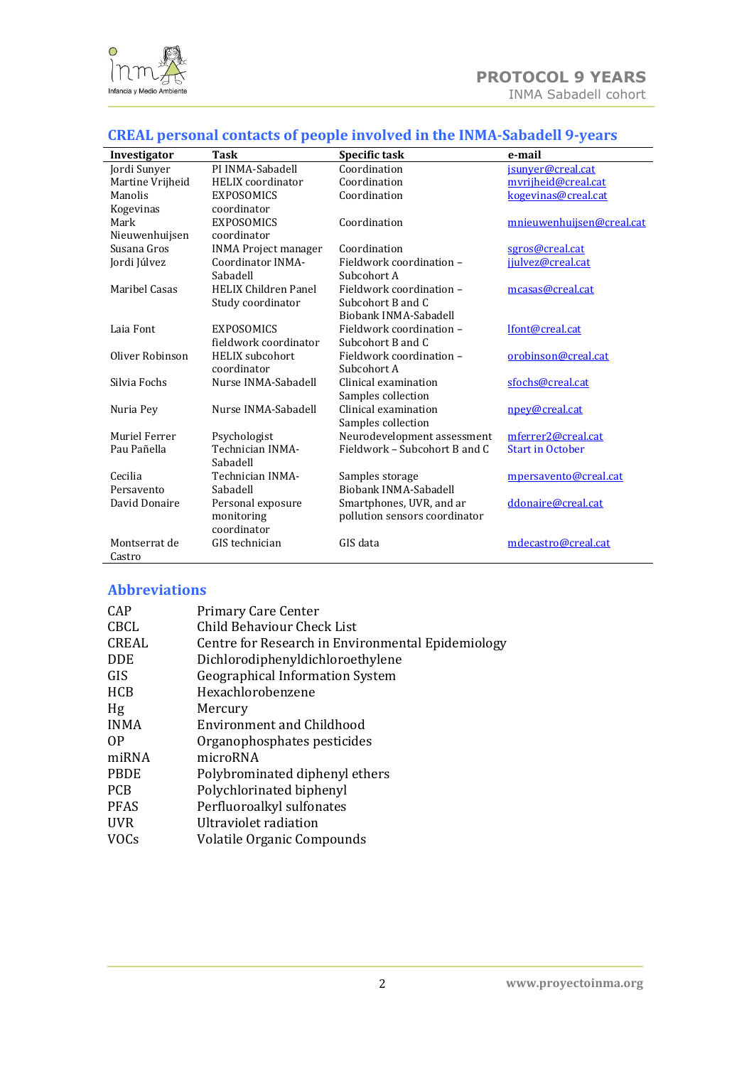## CREAL personal contacts of people involved in the INMA-Sabadell 9-years

| Investigator | Task | Specific task | e-mail |
|---|---|---|---|
| Jordi Sunyer | PI INMA-Sabadell | Coordination | jsunyer@creal.cat |
| Martine Vrijheid | HELIX coordinator | Coordination | mvrijheid@creal.cat |
| Manolis Kogevinas | EXPOSOMICS coordinator | Coordination | kogevinas@creal.cat |
| Mark Nieuwenhuijsen | EXPOSOMICS coordinator | Coordination | mnieuwenhuijsen@creal.cat |
| Susana Gros | INMA Project manager | Coordination | sgros@creal.cat |
| Jordi Júlvez | Coordinator INMA-Sabadell | Fieldwork coordination – Subcohort A | jjulvez@creal.cat |
| Maribel Casas | HELIX Children Panel Study coordinator | Fieldwork coordination – Subcohort B and C Biobank INMA-Sabadell | mcasas@creal.cat |
| Laia Font | EXPOSOMICS fieldwork coordinator | Fieldwork coordination – Subcohort B and C | lfont@creal.cat |
| Oliver Robinson | HELIX subcohort coordinator | Fieldwork coordination – Subcohort A | orobinson@creal.cat |
| Silvia Fochs | Nurse INMA-Sabadell | Clinical examination Samples collection | sfochs@creal.cat |
| Nuria Pey | Nurse INMA-Sabadell | Clinical examination Samples collection | npey@creal.cat |
| Muriel Ferrer | Psychologist | Neurodevelopment assessment | mferrer2@creal.cat |
| Pau Pañella | Technician INMA-Sabadell | Fieldwork – Subcohort B and C | Start in October |
| Cecilia Persavento | Technician INMA-Sabadell | Samples storage Biobank INMA-Sabadell | mpersavento@creal.cat |
| David Donaire | Personal exposure monitoring coordinator | Smartphones, UVR, and ar pollution sensors coordinator | ddonaire@creal.cat |
| Montserrat de Castro | GIS technician | GIS data | mdecastro@creal.cat |

## Abbreviations

| | |
|---|---|
| CAP | Primary Care Center |
| CBCL | Child Behaviour Check List |
| CREAL | Centre for Research in Environmental Epidemiology |
| DDE | Dichlorodiphenyldichloroethylene |
| GIS | Geographical Information System |
| HCB | Hexachlorobenzene |
| Hg | Mercury |
| INMA | Environment and Childhood |
| OP | Organophosphates pesticides |
| miRNA | microRNA |
| PBDE | Polybrominated diphenyl ethers |
| PCB | Polychlorinated biphenyl |
| PFAS | Perfluoroalkyl sulfonates |
| UVR | Ultraviolet radiation |
| VOCs | Volatile Organic Compounds |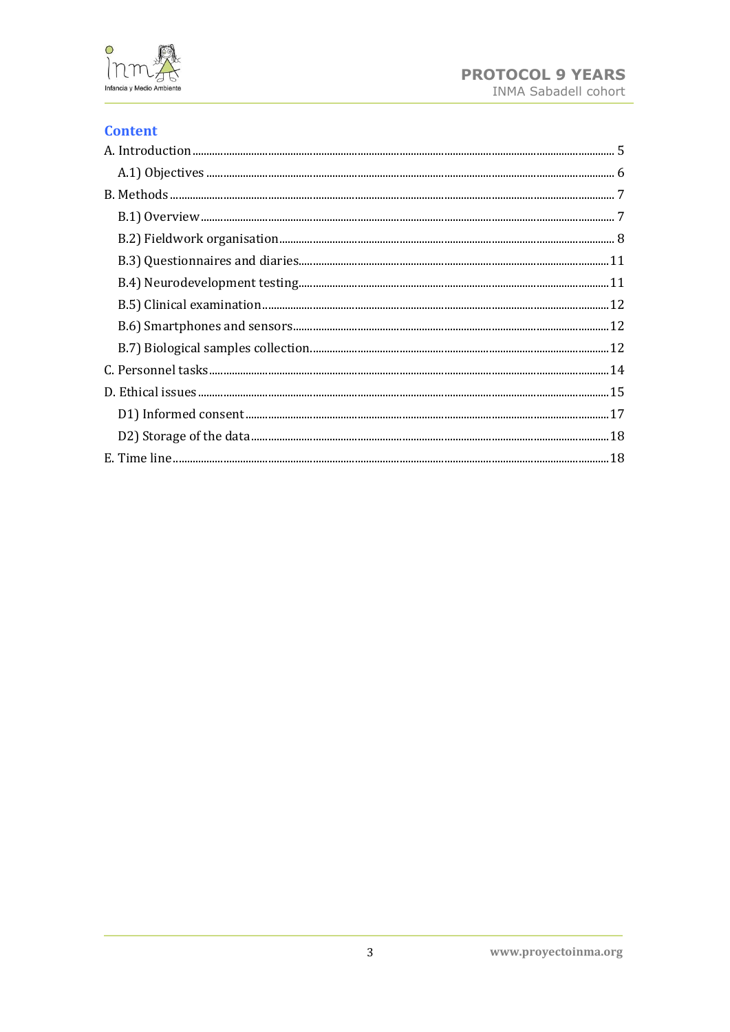## Content

A. Introduction ..... 5
- A.1) Objectives ..... 6

B. Methods ..... 7
- B.1) Overview ..... 7
- B.2) Fieldwork organisation ..... 8
- B.3) Questionnaires and diaries ..... 11
- B.4) Neurodevelopment testing ..... 11
- B.5) Clinical examination ..... 12
- B.6) Smartphones and sensors ..... 12
- B.7) Biological samples collection ..... 12

C. Personnel tasks ..... 14

D. Ethical issues ..... 15
- D1) Informed consent ..... 17
- D2) Storage of the data ..... 18

E. Time line ..... 18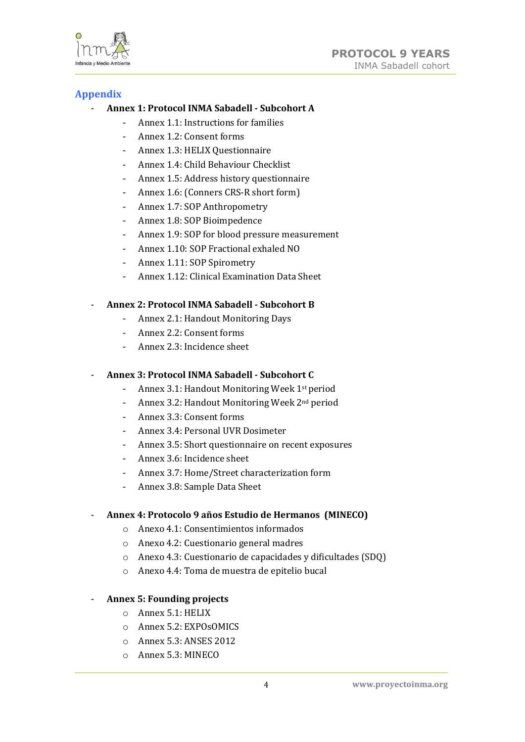## Appendix

- **Annex 1: Protocol INMA Sabadell - Subcohort A**
    - Annex 1.1: Instructions for families
    - Annex 1.2: Consent forms
    - Annex 1.3: HELIX Questionnaire
    - Annex 1.4: Child Behaviour Checklist
    - Annex 1.5: Address history questionnaire
    - Annex 1.6: (Conners CRS-R short form)
    - Annex 1.7: SOP Anthropometry
    - Annex 1.8: SOP Bioimpedence
    - Annex 1.9: SOP for blood pressure measurement
    - Annex 1.10: SOP Fractional exhaled NO
    - Annex 1.11: SOP Spirometry
    - Annex 1.12: Clinical Examination Data Sheet

- **Annex 2: Protocol INMA Sabadell - Subcohort B**
    - Annex 2.1: Handout Monitoring Days
    - Annex 2.2: Consent forms
    - Annex 2.3: Incidence sheet

- **Annex 3: Protocol INMA Sabadell - Subcohort C**
    - Annex 3.1: Handout Monitoring Week 1st period
    - Annex 3.2: Handout Monitoring Week 2nd period
    - Annex 3.3: Consent forms
    - Annex 3.4: Personal UVR Dosimeter
    - Annex 3.5: Short questionnaire on recent exposures
    - Annex 3.6: Incidence sheet
    - Annex 3.7: Home/Street characterization form
    - Annex 3.8: Sample Data Sheet

- **Annex 4: Protocolo 9 años Estudio de Hermanos (MINECO)**
    - Anexo 4.1: Consentimientos informados
    - Anexo 4.2: Cuestionario general madres
    - Anexo 4.3: Cuestionario de capacidades y dificultades (SDQ)
    - Anexo 4.4: Toma de muestra de epitelio bucal

- **Annex 5: Founding projects**
    - Annex 5.1: HELIX
    - Annex 5.2: EXPOsOMICS
    - Annex 5.3: ANSES 2012
    - Annex 5.3: MINECO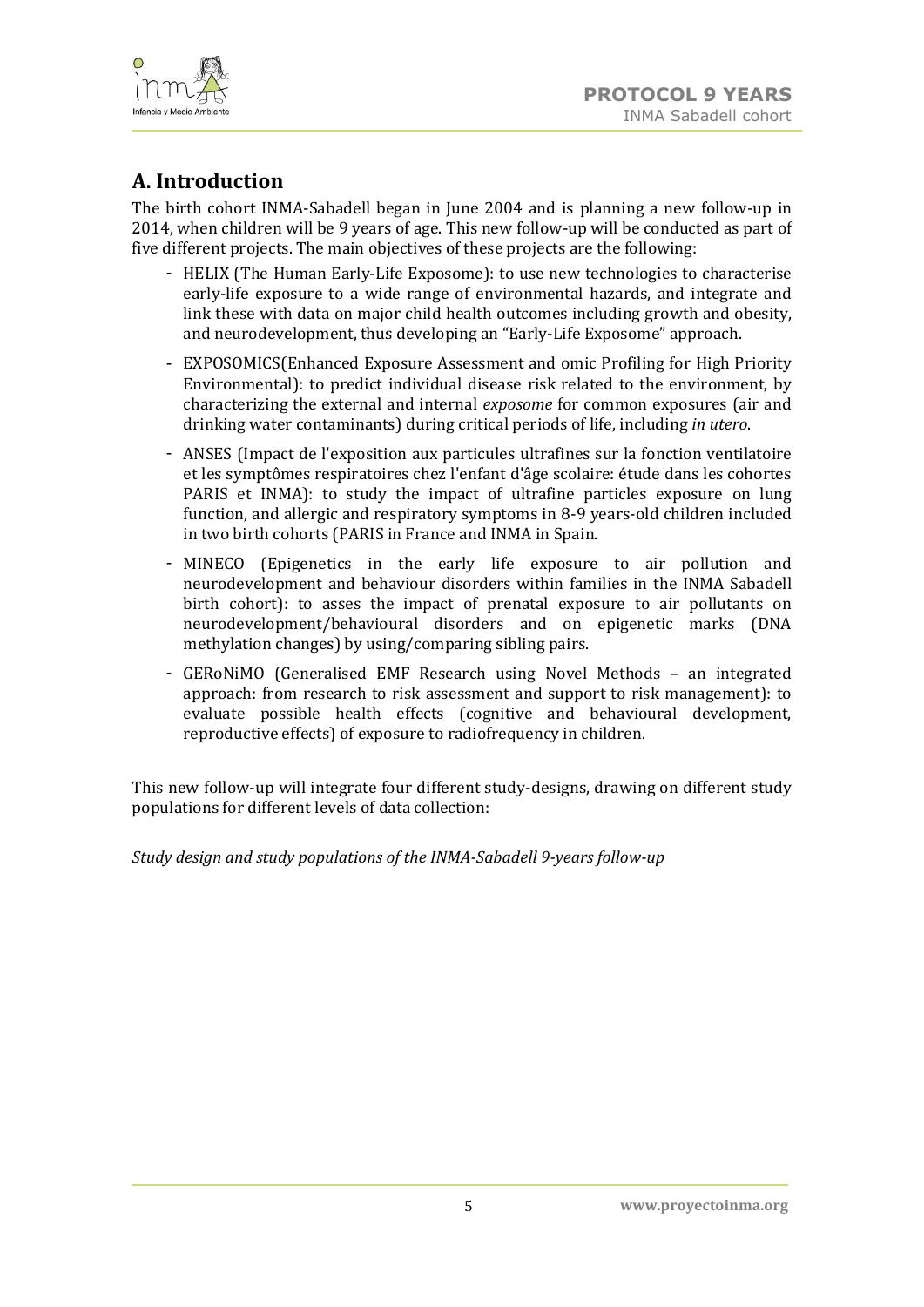## A. Introduction

The birth cohort INMA-Sabadell began in June 2004 and is planning a new follow-up in 2014, when children will be 9 years of age. This new follow-up will be conducted as part of five different projects. The main objectives of these projects are the following:

- HELIX (The Human Early-Life Exposome): to use new technologies to characterise early-life exposure to a wide range of environmental hazards, and integrate and link these with data on major child health outcomes including growth and obesity, and neurodevelopment, thus developing an "Early-Life Exposome" approach.
- EXPOSOMICS(Enhanced Exposure Assessment and omic Profiling for High Priority Environmental): to predict individual disease risk related to the environment, by characterizing the external and internal *exposome* for common exposures (air and drinking water contaminants) during critical periods of life, including *in utero*.
- ANSES (Impact de l'exposition aux particules ultrafines sur la fonction ventilatoire et les symptômes respiratoires chez l'enfant d'âge scolaire: étude dans les cohortes PARIS et INMA): to study the impact of ultrafine particles exposure on lung function, and allergic and respiratory symptoms in 8-9 years-old children included in two birth cohorts (PARIS in France and INMA in Spain.
- MINECO (Epigenetics in the early life exposure to air pollution and neurodevelopment and behaviour disorders within families in the INMA Sabadell birth cohort): to asses the impact of prenatal exposure to air pollutants on neurodevelopment/behavioural disorders and on epigenetic marks (DNA methylation changes) by using/comparing sibling pairs.
- GERoNiMO (Generalised EMF Research using Novel Methods – an integrated approach: from research to risk assessment and support to risk management): to evaluate possible health effects (cognitive and behavioural development, reproductive effects) of exposure to radiofrequency in children.

This new follow-up will integrate four different study-designs, drawing on different study populations for different levels of data collection:

*Study design and study populations of the INMA-Sabadell 9-years follow-up*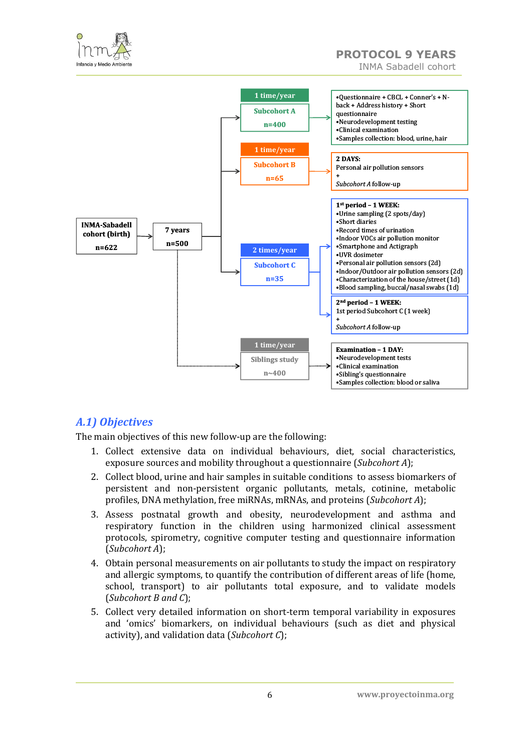INMA-Sabadell cohort (birth) n=622 → 7 years n=500

1 time/year — Subcohort A n=400
- Questionnaire + CBCL + Conner's + N-back + Address history + Short questionnaire
- Neurodevelopment testing
- Clinical examination
- Samples collection: blood, urine, hair

1 time/year — Subcohort B n=65

**2 DAYS:**
Personal air pollution sensors
+
*Subcohort A* follow-up

2 times/year — Subcohort C n=35

**1st period – 1 WEEK:**
- Urine sampling (2 spots/day)
- Short diaries
- Record times of urination
- Indoor VOCs air pollution monitor
- Smartphone and Actigraph
- UVR dosimeter
- Personal air pollution sensors (2d)
- Indoor/Outdoor air pollution sensors (2d)
- Characterization of the house/street (1d)
- Blood sampling, buccal/nasal swabs (1d)

**2nd period – 1 WEEK:**
1st period Subcohort C (1 week)
+
*Subcohort A* follow-up

1 time/year — Siblings study n~400

**Examination – 1 DAY:**
- Neurodevelopment tests
- Clinical examination
- Sibling's questionnaire
- Samples collection: blood or saliva

## *A.1) Objectives*

The main objectives of this new follow-up are the following:

1. Collect extensive data on individual behaviours, diet, social characteristics, exposure sources and mobility throughout a questionnaire (*Subcohort A*);
2. Collect blood, urine and hair samples in suitable conditions to assess biomarkers of persistent and non-persistent organic pollutants, metals, cotinine, metabolic profiles, DNA methylation, free miRNAs, mRNAs, and proteins (*Subcohort A*);
3. Assess postnatal growth and obesity, neurodevelopment and asthma and respiratory function in the children using harmonized clinical assessment protocols, spirometry, cognitive computer testing and questionnaire information (*Subcohort A*);
4. Obtain personal measurements on air pollutants to study the impact on respiratory and allergic symptoms, to quantify the contribution of different areas of life (home, school, transport) to air pollutants total exposure, and to validate models (*Subcohort B and C*);
5. Collect very detailed information on short-term temporal variability in exposures and 'omics' biomarkers, on individual behaviours (such as diet and physical activity), and validation data (*Subcohort C*);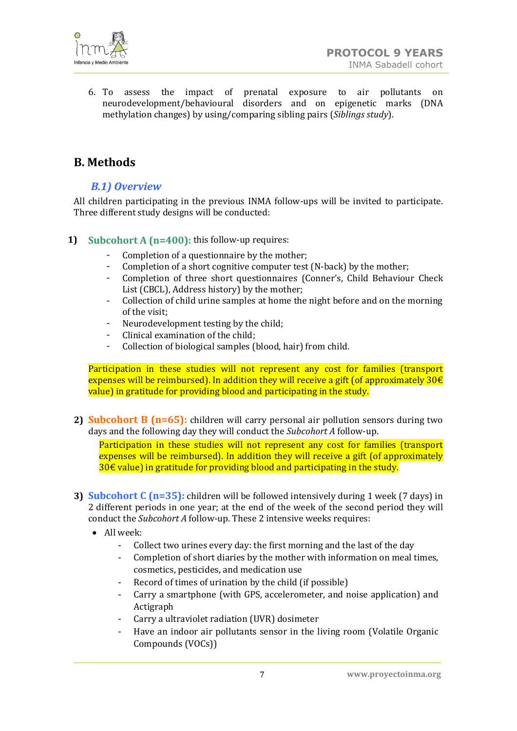6. To assess the impact of prenatal exposure to air pollutants on neurodevelopment/behavioural disorders and on epigenetic marks (DNA methylation changes) by using/comparing sibling pairs (*Siblings study*).

# B. Methods

## *B.1) Overview*

All children participating in the previous INMA follow-ups will be invited to participate. Three different study designs will be conducted:

**1) Subcohort A (n=400):** this follow-up requires:

- Completion of a questionnaire by the mother;
- Completion of a short cognitive computer test (N-back) by the mother;
- Completion of three short questionnaires (Conner's, Child Behaviour Check List (CBCL), Address history) by the mother;
- Collection of child urine samples at home the night before and on the morning of the visit;
- Neurodevelopment testing by the child;
- Clinical examination of the child;
- Collection of biological samples (blood, hair) from child.

Participation in these studies will not represent any cost for families (transport expenses will be reimbursed). In addition they will receive a gift (of approximately 30€ value) in gratitude for providing blood and participating in the study.

**2) Subcohort B (n=65):** children will carry personal air pollution sensors during two days and the following day they will conduct the *Subcohort A* follow-up.

Participation in these studies will not represent any cost for families (transport expenses will be reimbursed). In addition they will receive a gift (of approximately 30€ value) in gratitude for providing blood and participating in the study.

**3) Subcohort C (n=35):** children will be followed intensively during 1 week (7 days) in 2 different periods in one year; at the end of the week of the second period they will conduct the *Subcohort A* follow-up. These 2 intensive weeks requires:

- All week:
  - Collect two urines every day: the first morning and the last of the day
  - Completion of short diaries by the mother with information on meal times, cosmetics, pesticides, and medication use
  - Record of times of urination by the child (if possible)
  - Carry a smartphone (with GPS, accelerometer, and noise application) and Actigraph
  - Carry a ultraviolet radiation (UVR) dosimeter
  - Have an indoor air pollutants sensor in the living room (Volatile Organic Compounds (VOCs))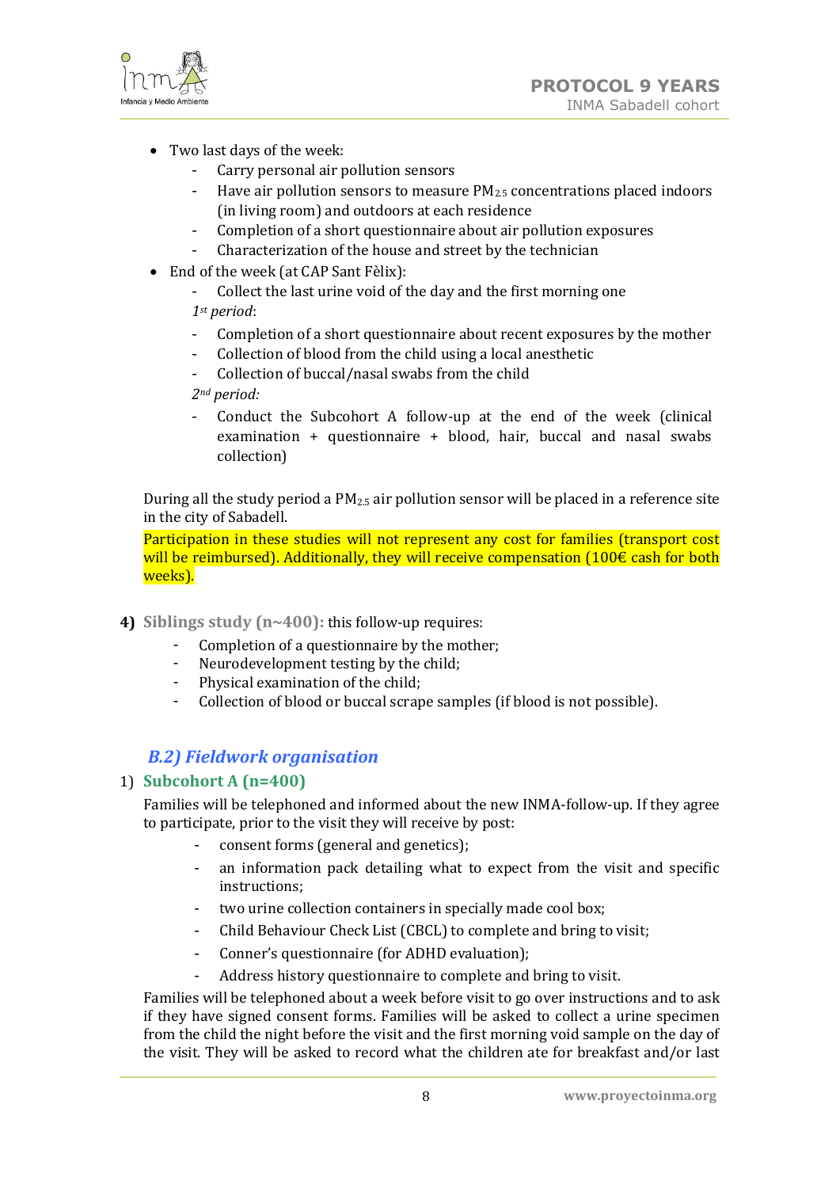- Two last days of the week:
  - Carry personal air pollution sensors
  - Have air pollution sensors to measure $PM_{2.5}$ concentrations placed indoors (in living room) and outdoors at each residence
  - Completion of a short questionnaire about air pollution exposures
  - Characterization of the house and street by the technician
- End of the week (at CAP Sant Fèlix):
  - Collect the last urine void of the day and the first morning one

  *1st period*:
  - Completion of a short questionnaire about recent exposures by the mother
  - Collection of blood from the child using a local anesthetic
  - Collection of buccal/nasal swabs from the child

  *2nd period:*
  - Conduct the Subcohort A follow-up at the end of the week (clinical examination + questionnaire + blood, hair, buccal and nasal swabs collection)

During all the study period a $PM_{2.5}$ air pollution sensor will be placed in a reference site in the city of Sabadell.

Participation in these studies will not represent any cost for families (transport cost will be reimbursed). Additionally, they will receive compensation (100€ cash for both weeks).

**4) Siblings study (n~400):** this follow-up requires:

- Completion of a questionnaire by the mother;
- Neurodevelopment testing by the child;
- Physical examination of the child;
- Collection of blood or buccal scrape samples (if blood is not possible).

## *B.2) Fieldwork organisation*

### 1) Subcohort A (n=400)

Families will be telephoned and informed about the new INMA-follow-up. If they agree to participate, prior to the visit they will receive by post:

- consent forms (general and genetics);
- an information pack detailing what to expect from the visit and specific instructions;
- two urine collection containers in specially made cool box;
- Child Behaviour Check List (CBCL) to complete and bring to visit;
- Conner's questionnaire (for ADHD evaluation);
- Address history questionnaire to complete and bring to visit.

Families will be telephoned about a week before visit to go over instructions and to ask if they have signed consent forms. Families will be asked to collect a urine specimen from the child the night before the visit and the first morning void sample on the day of the visit. They will be asked to record what the children ate for breakfast and/or last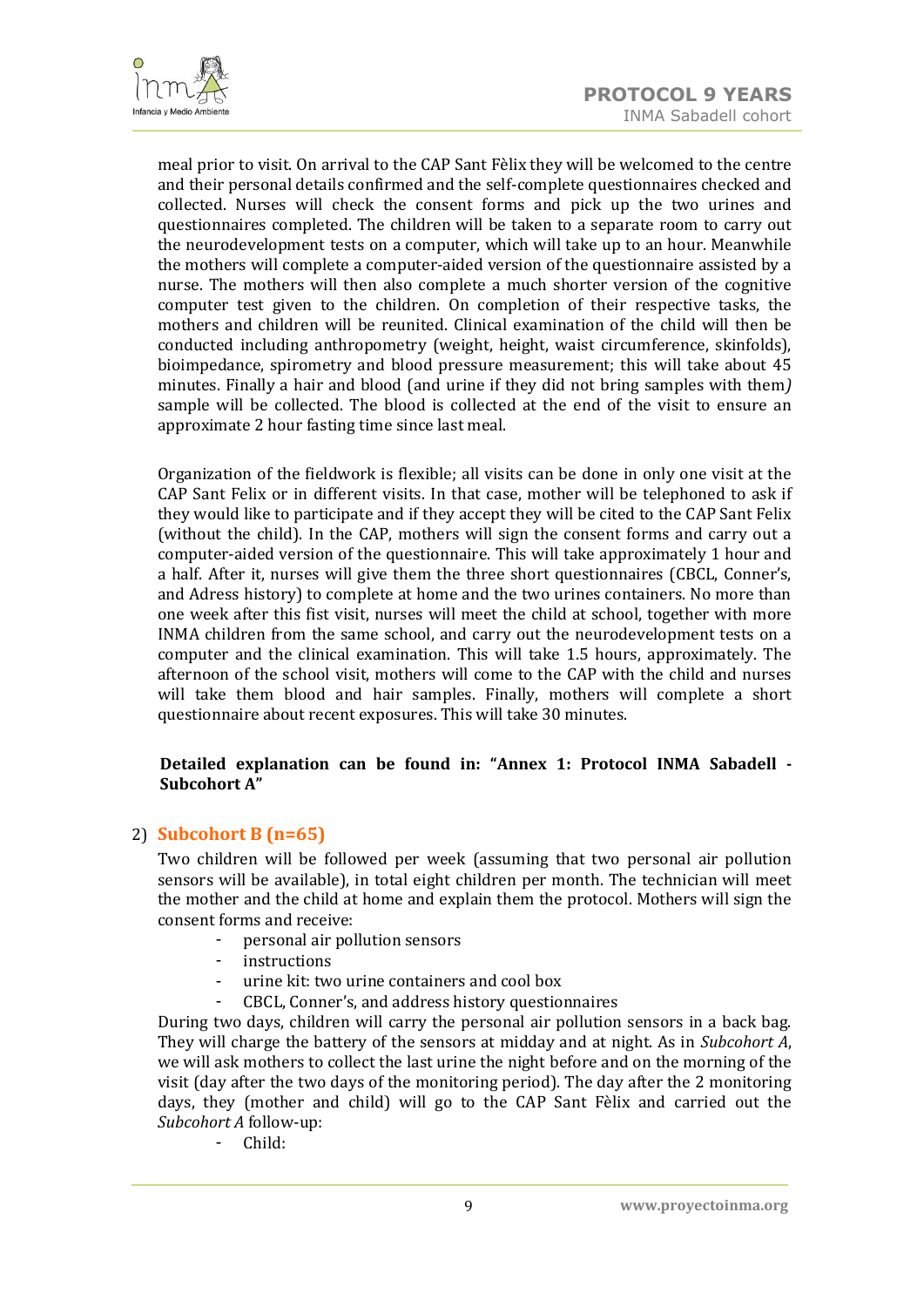meal prior to visit. On arrival to the CAP Sant Fèlix they will be welcomed to the centre and their personal details confirmed and the self-complete questionnaires checked and collected. Nurses will check the consent forms and pick up the two urines and questionnaires completed. The children will be taken to a separate room to carry out the neurodevelopment tests on a computer, which will take up to an hour. Meanwhile the mothers will complete a computer-aided version of the questionnaire assisted by a nurse. The mothers will then also complete a much shorter version of the cognitive computer test given to the children. On completion of their respective tasks, the mothers and children will be reunited. Clinical examination of the child will then be conducted including anthropometry (weight, height, waist circumference, skinfolds), bioimpedance, spirometry and blood pressure measurement; this will take about 45 minutes. Finally a hair and blood (and urine if they did not bring samples with them*)* sample will be collected. The blood is collected at the end of the visit to ensure an approximate 2 hour fasting time since last meal.

Organization of the fieldwork is flexible; all visits can be done in only one visit at the CAP Sant Felix or in different visits. In that case, mother will be telephoned to ask if they would like to participate and if they accept they will be cited to the CAP Sant Felix (without the child). In the CAP, mothers will sign the consent forms and carry out a computer-aided version of the questionnaire. This will take approximately 1 hour and a half. After it, nurses will give them the three short questionnaires (CBCL, Conner's, and Adress history) to complete at home and the two urines containers. No more than one week after this fist visit, nurses will meet the child at school, together with more INMA children from the same school, and carry out the neurodevelopment tests on a computer and the clinical examination. This will take 1.5 hours, approximately. The afternoon of the school visit, mothers will come to the CAP with the child and nurses will take them blood and hair samples. Finally, mothers will complete a short questionnaire about recent exposures. This will take 30 minutes.

**Detailed explanation can be found in: "Annex 1: Protocol INMA Sabadell - Subcohort A"**

## 2) Subcohort B (n=65)

Two children will be followed per week (assuming that two personal air pollution sensors will be available), in total eight children per month. The technician will meet the mother and the child at home and explain them the protocol. Mothers will sign the consent forms and receive:

- personal air pollution sensors
- instructions
- urine kit: two urine containers and cool box
- CBCL, Conner's, and address history questionnaires

During two days, children will carry the personal air pollution sensors in a back bag. They will charge the battery of the sensors at midday and at night. As in *Subcohort A*, we will ask mothers to collect the last urine the night before and on the morning of the visit (day after the two days of the monitoring period). The day after the 2 monitoring days, they (mother and child) will go to the CAP Sant Fèlix and carried out the *Subcohort A* follow-up:

- Child: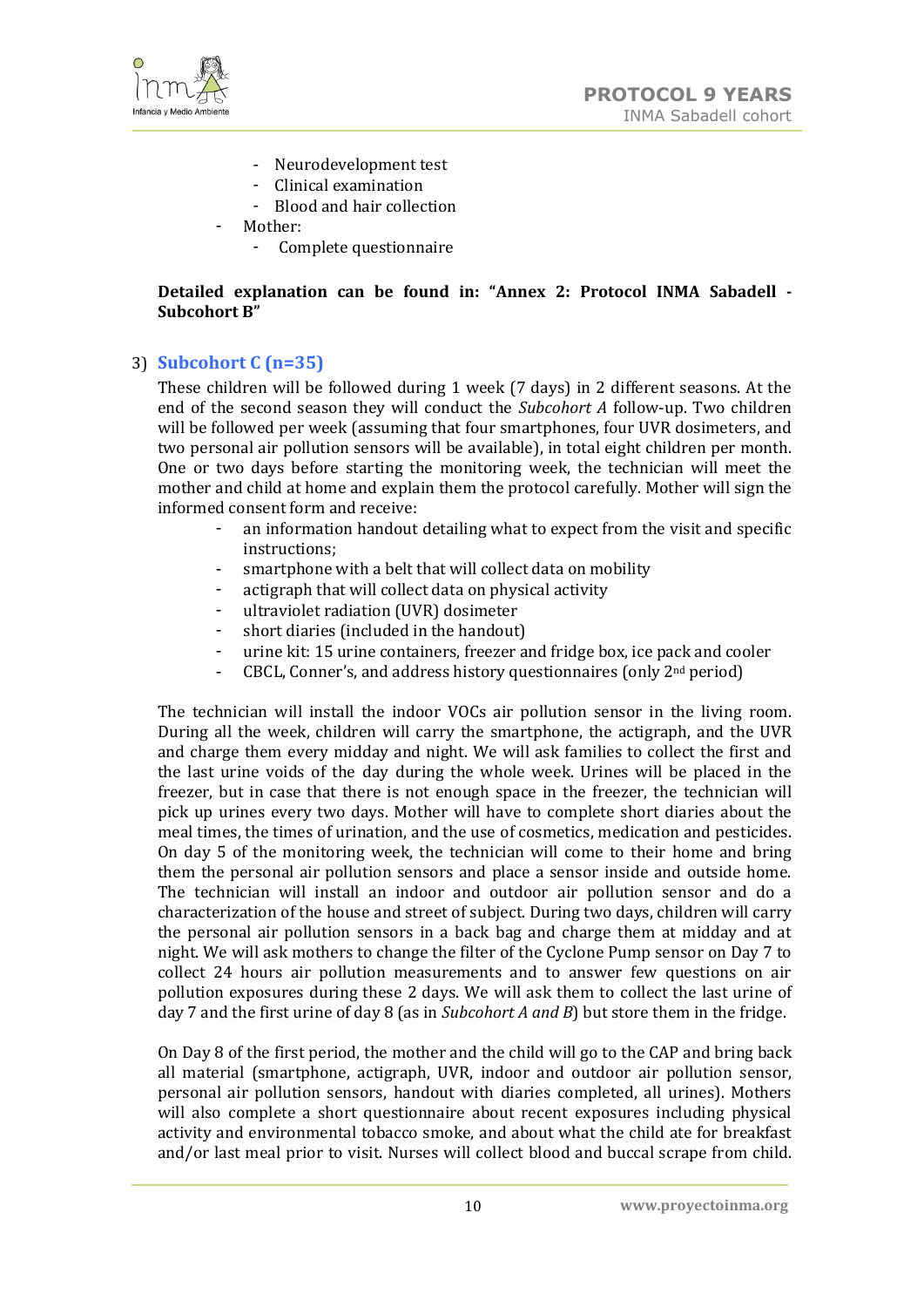- Neurodevelopment test
- Clinical examination
- Blood and hair collection

- Mother:
  - Complete questionnaire

**Detailed explanation can be found in: "Annex 2: Protocol INMA Sabadell - Subcohort B"**

### 3) Subcohort C (n=35)

These children will be followed during 1 week (7 days) in 2 different seasons. At the end of the second season they will conduct the *Subcohort A* follow-up. Two children will be followed per week (assuming that four smartphones, four UVR dosimeters, and two personal air pollution sensors will be available), in total eight children per month. One or two days before starting the monitoring week, the technician will meet the mother and child at home and explain them the protocol carefully. Mother will sign the informed consent form and receive:

- an information handout detailing what to expect from the visit and specific instructions;
- smartphone with a belt that will collect data on mobility
- actigraph that will collect data on physical activity
- ultraviolet radiation (UVR) dosimeter
- short diaries (included in the handout)
- urine kit: 15 urine containers, freezer and fridge box, ice pack and cooler
- CBCL, Conner's, and address history questionnaires (only 2nd period)

The technician will install the indoor VOCs air pollution sensor in the living room. During all the week, children will carry the smartphone, the actigraph, and the UVR and charge them every midday and night. We will ask families to collect the first and the last urine voids of the day during the whole week. Urines will be placed in the freezer, but in case that there is not enough space in the freezer, the technician will pick up urines every two days. Mother will have to complete short diaries about the meal times, the times of urination, and the use of cosmetics, medication and pesticides. On day 5 of the monitoring week, the technician will come to their home and bring them the personal air pollution sensors and place a sensor inside and outside home. The technician will install an indoor and outdoor air pollution sensor and do a characterization of the house and street of subject. During two days, children will carry the personal air pollution sensors in a back bag and charge them at midday and at night. We will ask mothers to change the filter of the Cyclone Pump sensor on Day 7 to collect 24 hours air pollution measurements and to answer few questions on air pollution exposures during these 2 days. We will ask them to collect the last urine of day 7 and the first urine of day 8 (as in *Subcohort A and B*) but store them in the fridge.

On Day 8 of the first period, the mother and the child will go to the CAP and bring back all material (smartphone, actigraph, UVR, indoor and outdoor air pollution sensor, personal air pollution sensors, handout with diaries completed, all urines). Mothers will also complete a short questionnaire about recent exposures including physical activity and environmental tobacco smoke, and about what the child ate for breakfast and/or last meal prior to visit. Nurses will collect blood and buccal scrape from child.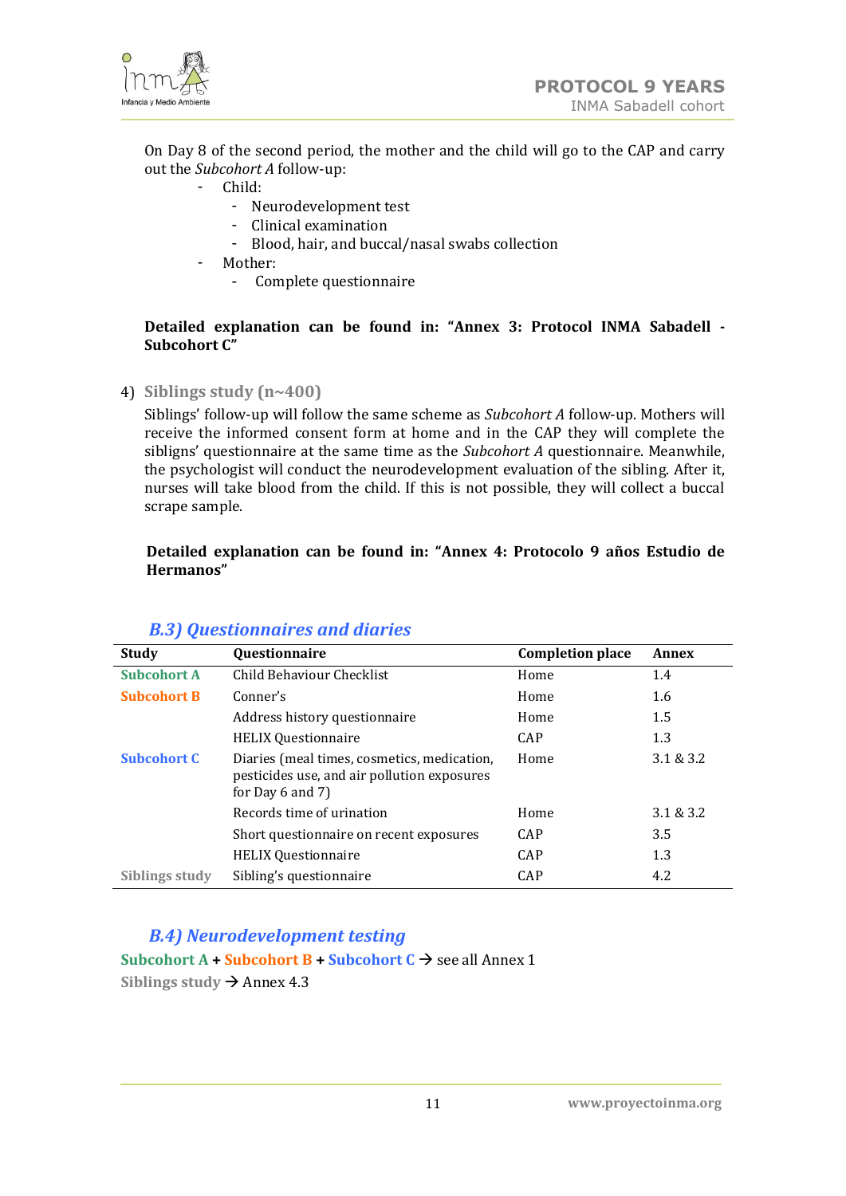On Day 8 of the second period, the mother and the child will go to the CAP and carry out the *Subcohort A* follow-up:

- Child:
  - Neurodevelopment test
  - Clinical examination
  - Blood, hair, and buccal/nasal swabs collection
- Mother:
  - Complete questionnaire

**Detailed explanation can be found in: "Annex 3: Protocol INMA Sabadell - Subcohort C"**

4) **Siblings study (n~400)**

Siblings' follow-up will follow the same scheme as *Subcohort A* follow-up. Mothers will receive the informed consent form at home and in the CAP they will complete the siblgns' questionnaire at the same time as the *Subcohort A* questionnaire. Meanwhile, the psychologist will conduct the neurodevelopment evaluation of the sibling. After it, nurses will take blood from the child. If this is not possible, they will collect a buccal scrape sample.

**Detailed explanation can be found in: "Annex 4: Protocolo 9 años Estudio de Hermanos"**

### *B.3) Questionnaires and diaries*

| Study | Questionnaire | Completion place | Annex |
|---|---|---|---|
| Subcohort A | Child Behaviour Checklist | Home | 1.4 |
| Subcohort B | Conner's | Home | 1.6 |
| | Address history questionnaire | Home | 1.5 |
| | HELIX Questionnaire | CAP | 1.3 |
| Subcohort C | Diaries (meal times, cosmetics, medication, pesticides use, and air pollution exposures for Day 6 and 7) | Home | 3.1 & 3.2 |
| | Records time of urination | Home | 3.1 & 3.2 |
| | Short questionnaire on recent exposures | CAP | 3.5 |
| | HELIX Questionnaire | CAP | 1.3 |
| Siblings study | Sibling's questionnaire | CAP | 4.2 |

### *B.4) Neurodevelopment testing*

**Subcohort A** + **Subcohort B** + **Subcohort C** → see all Annex 1

**Siblings study** → Annex 4.3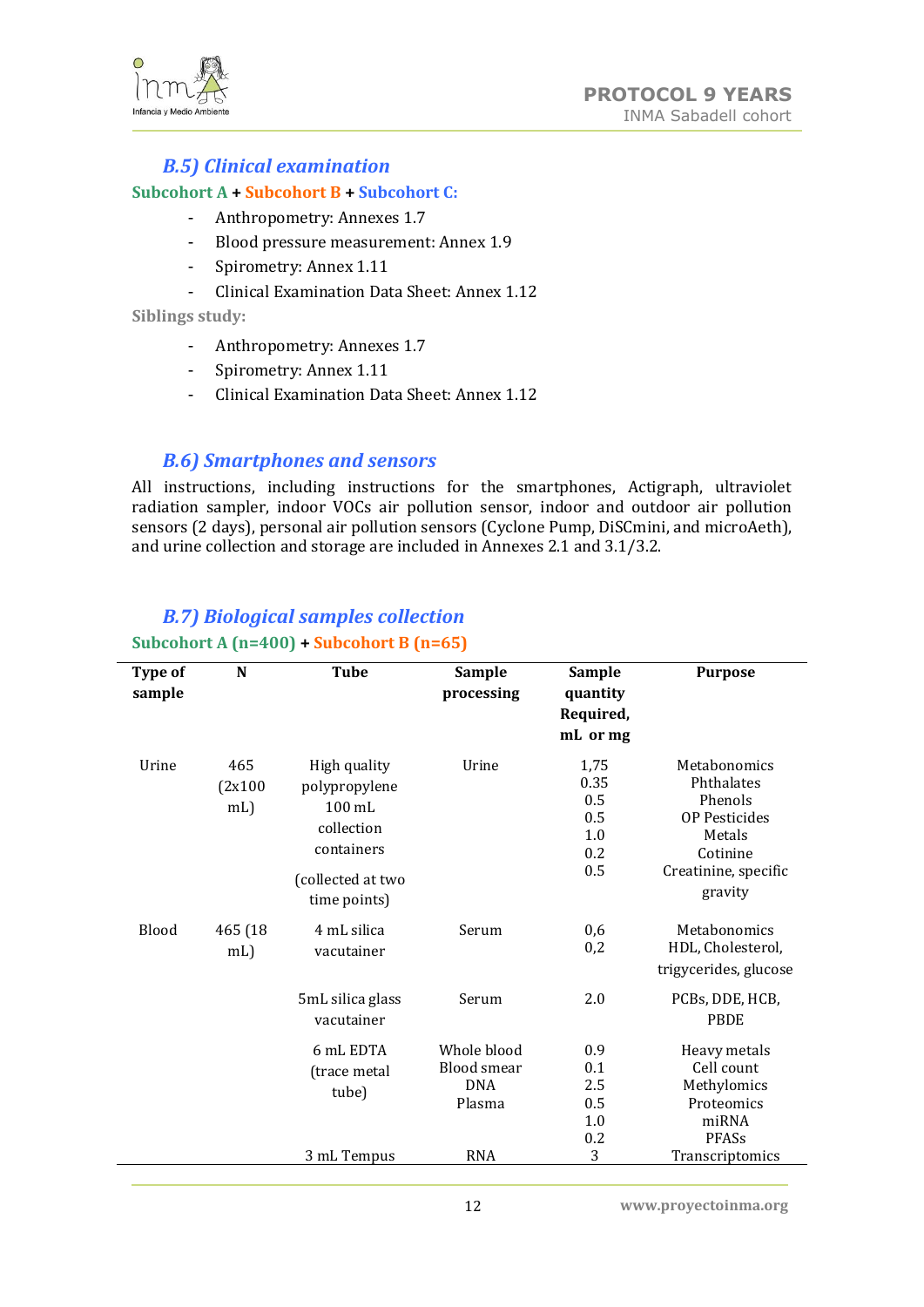## *B.5) Clinical examination*

**Subcohort A + Subcohort B + Subcohort C:**

- Anthropometry: Annexes 1.7
- Blood pressure measurement: Annex 1.9
- Spirometry: Annex 1.11
- Clinical Examination Data Sheet: Annex 1.12

**Siblings study:**

- Anthropometry: Annexes 1.7
- Spirometry: Annex 1.11
- Clinical Examination Data Sheet: Annex 1.12

## *B.6) Smartphones and sensors*

All instructions, including instructions for the smartphones, Actigraph, ultraviolet radiation sampler, indoor VOCs air pollution sensor, indoor and outdoor air pollution sensors (2 days), personal air pollution sensors (Cyclone Pump, DiSCmini, and microAeth), and urine collection and storage are included in Annexes 2.1 and 3.1/3.2.

## *B.7) Biological samples collection*

**Subcohort A (n=400) + Subcohort B (n=65)**

| Type of sample | N | Tube | Sample processing | Sample quantity Required, mL or mg | Purpose |
|---|---|---|---|---|---|
| Urine | 465 (2x100 mL) | High quality polypropylene 100 mL collection containers (collected at two time points) | Urine | 1,75<br>0.35<br>0.5<br>0.5<br>1.0<br>0.2<br>0.5 | Metabonomics<br>Phthalates<br>Phenols<br>OP Pesticides<br>Metals<br>Cotinine<br>Creatinine, specific gravity |
| Blood | 465 (18 mL) | 4 mL silica vacutainer | Serum | 0,6<br>0,2 | Metabonomics<br>HDL, Cholesterol, trigycerides, glucose |
| | | 5mL silica glass vacutainer | Serum | 2.0 | PCBs, DDE, HCB, PBDE |
| | | 6 mL EDTA (trace metal tube) | Whole blood<br>Blood smear<br>DNA<br>Plasma | 0.9<br>0.1<br>2.5<br>0.5<br>1.0<br>0.2 | Heavy metals<br>Cell count<br>Methylomics<br>Proteomics<br>miRNA<br>PFASs |
| | | 3 mL Tempus | RNA | 3 | Transcriptomics |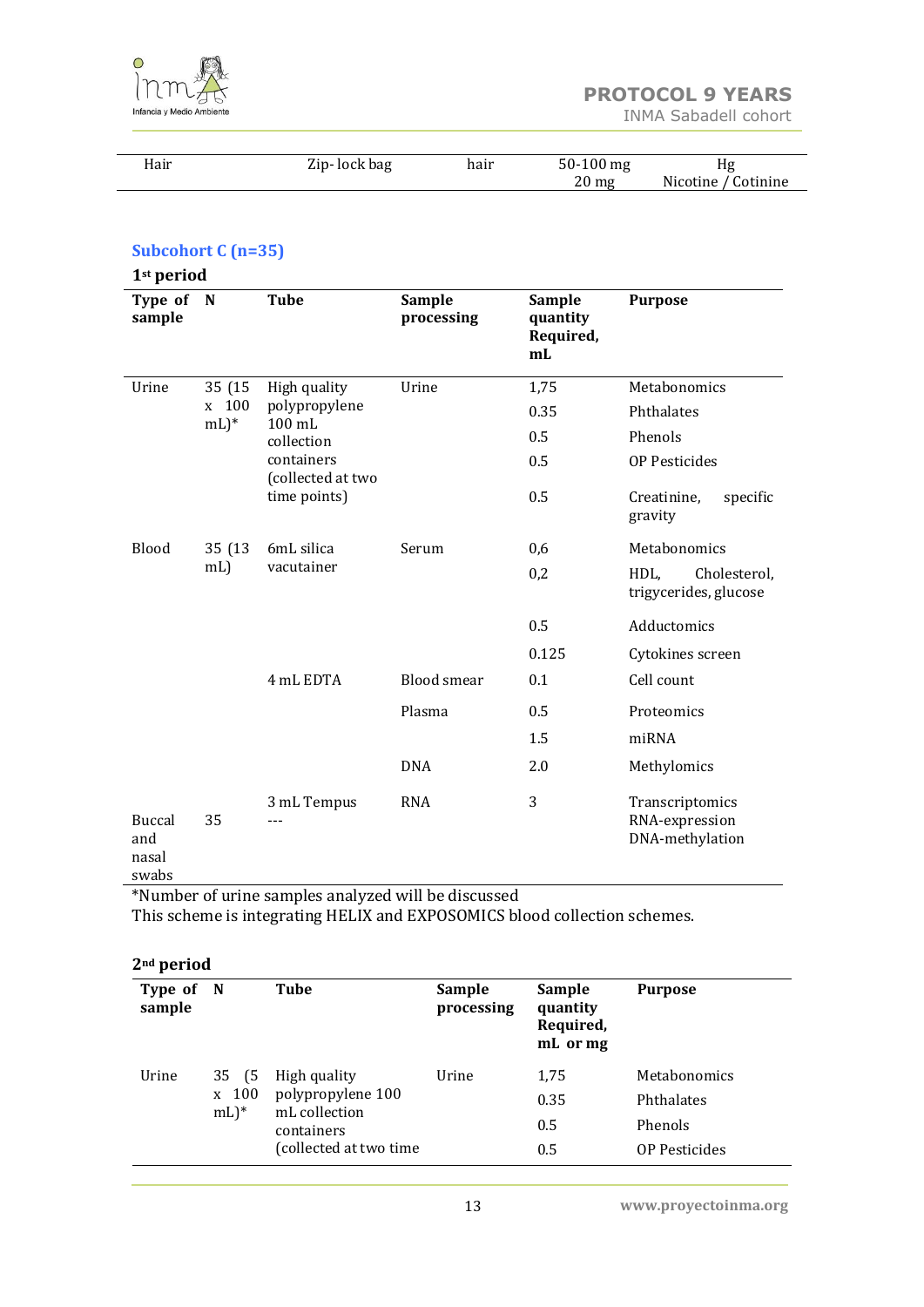| Hair | Zip- lock bag | hair | 50-100 mg<br>20 mg | Hg<br>Nicotine / Cotinine |
|---|---|---|---|---|

## Subcohort C (n=35)

**1st period**

| Type of sample | N | Tube | Sample processing | Sample quantity Required, mL | Purpose |
|---|---|---|---|---|---|
| Urine | 35 (15 x 100 mL)* | High quality polypropylene 100 mL collection containers (collected at two time points) | Urine | 1,75 | Metabonomics |
| | | | | 0.35 | Phthalates |
| | | | | 0.5 | Phenols |
| | | | | 0.5 | OP Pesticides |
| | | | | 0.5 | Creatinine, specific gravity |
| Blood | 35 (13 mL) | 6mL silica vacutainer | Serum | 0,6 | Metabonomics |
| | | | | 0,2 | HDL, Cholesterol, trigycerides, glucose |
| | | | | 0.5 | Adductomics |
| | | | | 0.125 | Cytokines screen |
| | | 4 mL EDTA | Blood smear | 0.1 | Cell count |
| | | | Plasma | 0.5 | Proteomics |
| | | | | 1.5 | miRNA |
| | | | DNA | 2.0 | Methylomics |
| | | 3 mL Tempus | RNA | 3 | Transcriptomics |
| Buccal and nasal swabs | 35 | --- | | | RNA-expression DNA-methylation |

*Number of urine samples analyzed will be discussed
This scheme is integrating HELIX and EXPOSOMICS blood collection schemes.

**2nd period**

| Type of sample | N | Tube | Sample processing | Sample quantity Required, mL or mg | Purpose |
|---|---|---|---|---|---|
| Urine | 35 (5 x 100 mL)* | High quality polypropylene 100 mL collection containers (collected at two time | Urine | 1,75 | Metabonomics |
| | | | | 0.35 | Phthalates |
| | | | | 0.5 | Phenols |
| | | | | 0.5 | OP Pesticides |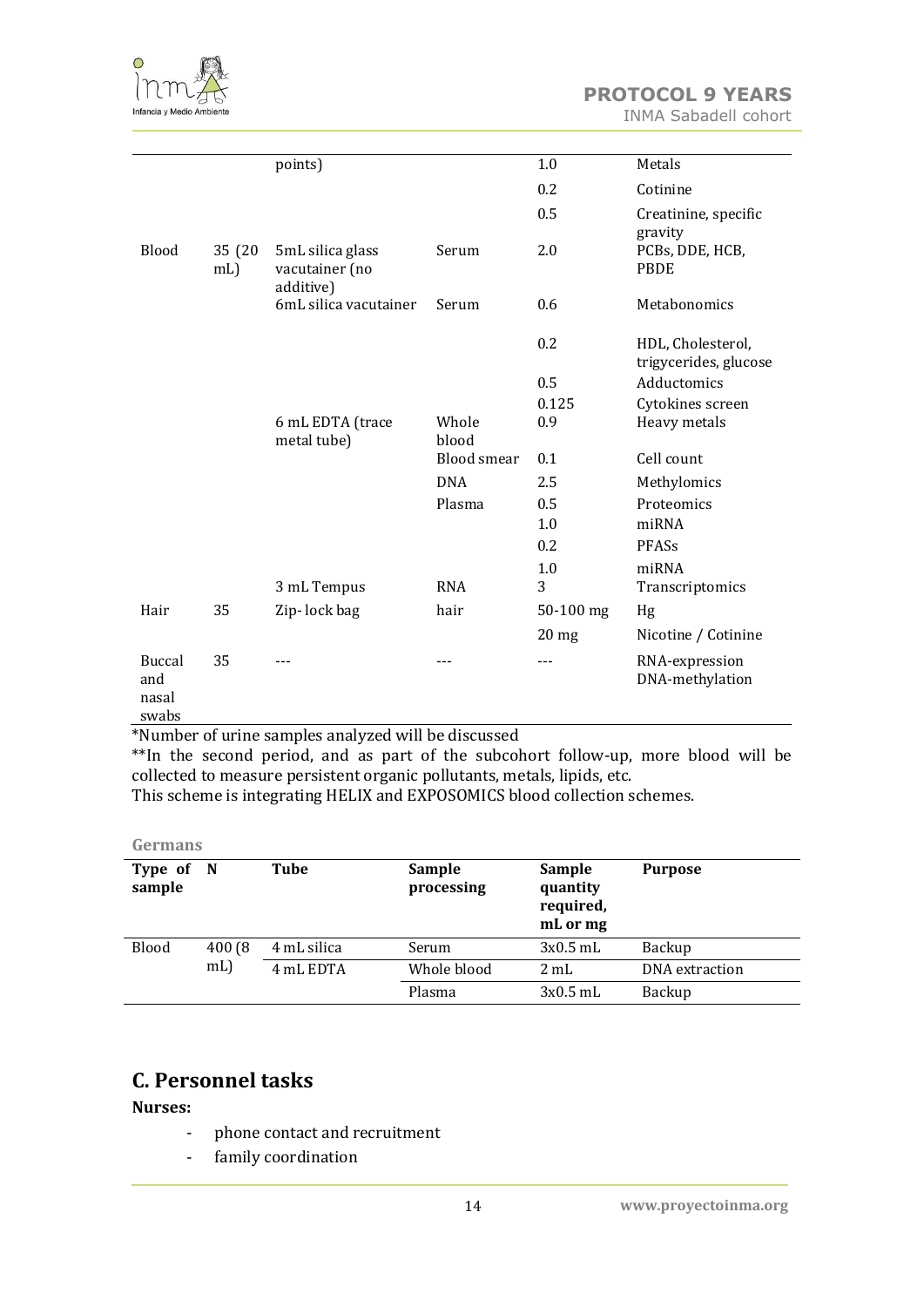| | | | | | |
|---|---|---|---|---|---|
| | | points) | | 1.0 | Metals |
| | | | | 0.2 | Cotinine |
| | | | | 0.5 | Creatinine, specific gravity |
| Blood | 35 (20 mL) | 5mL silica glass vacutainer (no additive) | Serum | 2.0 | PCBs, DDE, HCB, PBDE |
| | | 6mL silica vacutainer | Serum | 0.6 | Metabonomics |
| | | | | 0.2 | HDL, Cholesterol, trigycerides, glucose |
| | | | | 0.5 | Adductomics |
| | | | | 0.125 | Cytokines screen |
| | | 6 mL EDTA (trace metal tube) | Whole blood | 0.9 | Heavy metals |
| | | | Blood smear | 0.1 | Cell count |
| | | | DNA | 2.5 | Methylomics |
| | | | Plasma | 0.5 | Proteomics |
| | | | | 1.0 | miRNA |
| | | | | 0.2 | PFASs |
| | | | | 1.0 | miRNA |
| | | 3 mL Tempus | RNA | 3 | Transcriptomics |
| Hair | 35 | Zip- lock bag | hair | 50-100 mg | Hg |
| | | | | 20 mg | Nicotine / Cotinine |
| Buccal and nasal swabs | 35 | --- | --- | --- | RNA-expression DNA-methylation |

*Number of urine samples analyzed will be discussed

**In the second period, and as part of the subcohort follow-up, more blood will be collected to measure persistent organic pollutants, metals, lipids, etc.

This scheme is integrating HELIX and EXPOSOMICS blood collection schemes.

**Germans**

| Type of sample | N | Tube | Sample processing | Sample quantity required, mL or mg | Purpose |
|---|---|---|---|---|---|
| Blood | 400 (8 mL) | 4 mL silica | Serum | 3x0.5 mL | Backup |
| | | 4 mL EDTA | Whole blood | 2 mL | DNA extraction |
| | | | Plasma | 3x0.5 mL | Backup |

## C. Personnel tasks

**Nurses:**

- phone contact and recruitment
- family coordination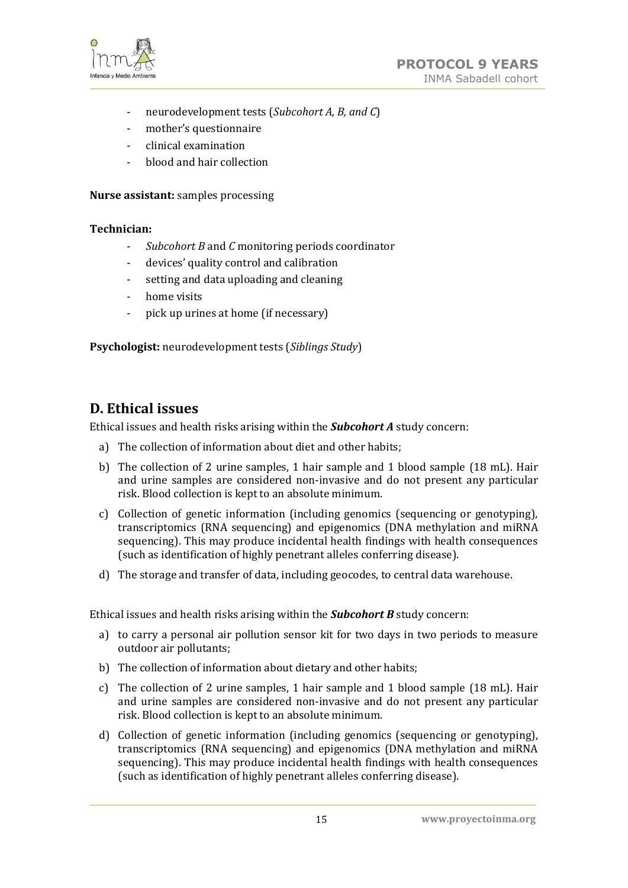- neurodevelopment tests (*Subcohort A, B, and C*)
- mother's questionnaire
- clinical examination
- blood and hair collection

**Nurse assistant:** samples processing

**Technician:**

- *Subcohort B* and *C* monitoring periods coordinator
- devices' quality control and calibration
- setting and data uploading and cleaning
- home visits
- pick up urines at home (if necessary)

**Psychologist:** neurodevelopment tests (*Siblings Study*)

## D. Ethical issues

Ethical issues and health risks arising within the ***Subcohort A*** study concern:

a) The collection of information about diet and other habits;

b) The collection of 2 urine samples, 1 hair sample and 1 blood sample (18 mL). Hair and urine samples are considered non-invasive and do not present any particular risk. Blood collection is kept to an absolute minimum.

c) Collection of genetic information (including genomics (sequencing or genotyping), transcriptomics (RNA sequencing) and epigenomics (DNA methylation and miRNA sequencing). This may produce incidental health findings with health consequences (such as identification of highly penetrant alleles conferring disease).

d) The storage and transfer of data, including geocodes, to central data warehouse.

Ethical issues and health risks arising within the ***Subcohort B*** study concern:

a) to carry a personal air pollution sensor kit for two days in two periods to measure outdoor air pollutants;

b) The collection of information about dietary and other habits;

c) The collection of 2 urine samples, 1 hair sample and 1 blood sample (18 mL). Hair and urine samples are considered non-invasive and do not present any particular risk. Blood collection is kept to an absolute minimum.

d) Collection of genetic information (including genomics (sequencing or genotyping), transcriptomics (RNA sequencing) and epigenomics (DNA methylation and miRNA sequencing). This may produce incidental health findings with health consequences (such as identification of highly penetrant alleles conferring disease).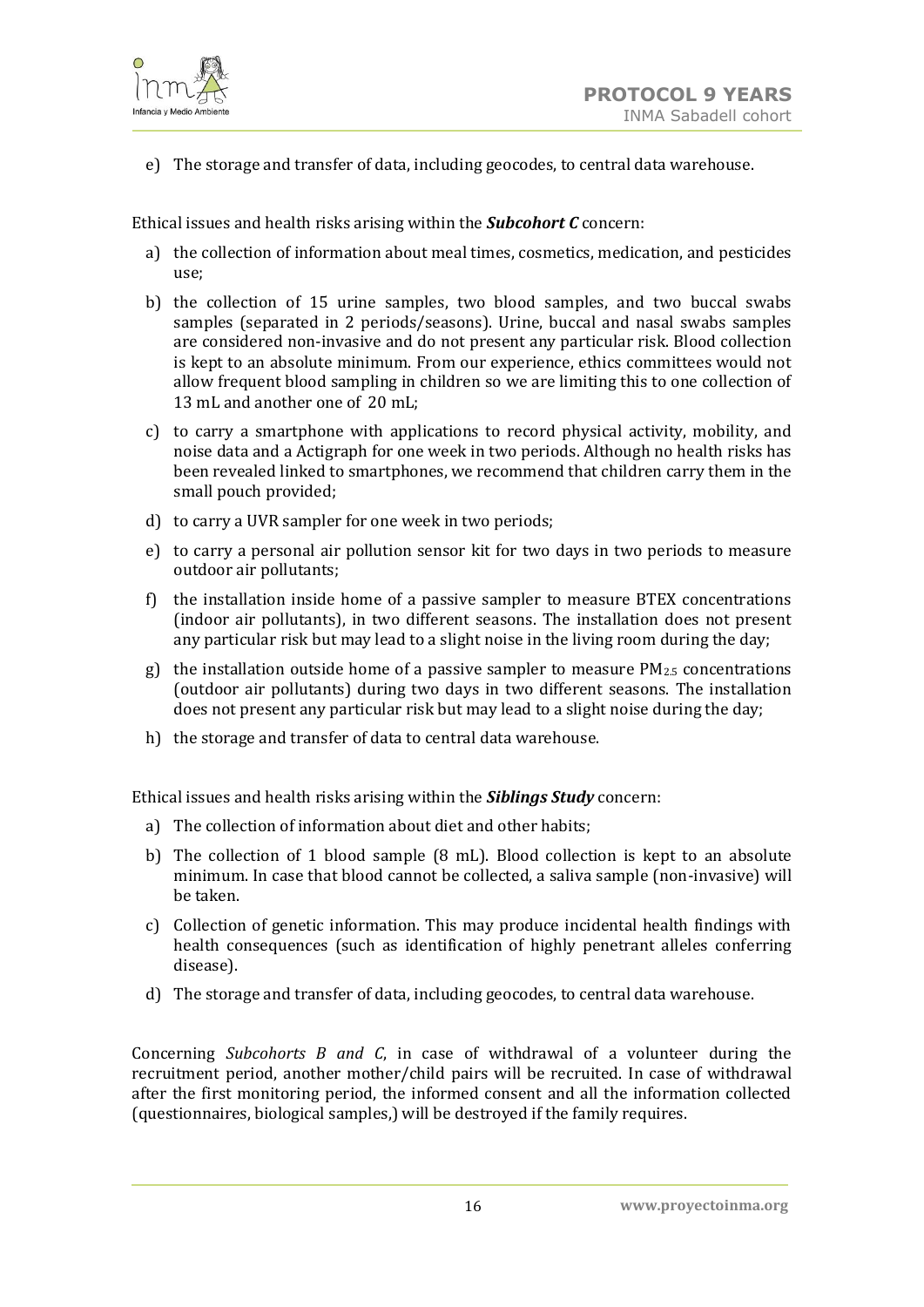e) The storage and transfer of data, including geocodes, to central data warehouse.

Ethical issues and health risks arising within the ***Subcohort C*** concern:

a) the collection of information about meal times, cosmetics, medication, and pesticides use;

b) the collection of 15 urine samples, two blood samples, and two buccal swabs samples (separated in 2 periods/seasons). Urine, buccal and nasal swabs samples are considered non-invasive and do not present any particular risk. Blood collection is kept to an absolute minimum. From our experience, ethics committees would not allow frequent blood sampling in children so we are limiting this to one collection of 13 mL and another one of 20 mL;

c) to carry a smartphone with applications to record physical activity, mobility, and noise data and a Actigraph for one week in two periods. Although no health risks has been revealed linked to smartphones, we recommend that children carry them in the small pouch provided;

d) to carry a UVR sampler for one week in two periods;

e) to carry a personal air pollution sensor kit for two days in two periods to measure outdoor air pollutants;

f) the installation inside home of a passive sampler to measure BTEX concentrations (indoor air pollutants), in two different seasons. The installation does not present any particular risk but may lead to a slight noise in the living room during the day;

g) the installation outside home of a passive sampler to measure $PM_{2.5}$ concentrations (outdoor air pollutants) during two days in two different seasons. The installation does not present any particular risk but may lead to a slight noise during the day;

h) the storage and transfer of data to central data warehouse.

Ethical issues and health risks arising within the ***Siblings Study*** concern:

a) The collection of information about diet and other habits;

b) The collection of 1 blood sample (8 mL). Blood collection is kept to an absolute minimum. In case that blood cannot be collected, a saliva sample (non-invasive) will be taken.

c) Collection of genetic information. This may produce incidental health findings with health consequences (such as identification of highly penetrant alleles conferring disease).

d) The storage and transfer of data, including geocodes, to central data warehouse.

Concerning *Subcohorts B and C*, in case of withdrawal of a volunteer during the recruitment period, another mother/child pairs will be recruited. In case of withdrawal after the first monitoring period, the informed consent and all the information collected (questionnaires, biological samples,) will be destroyed if the family requires.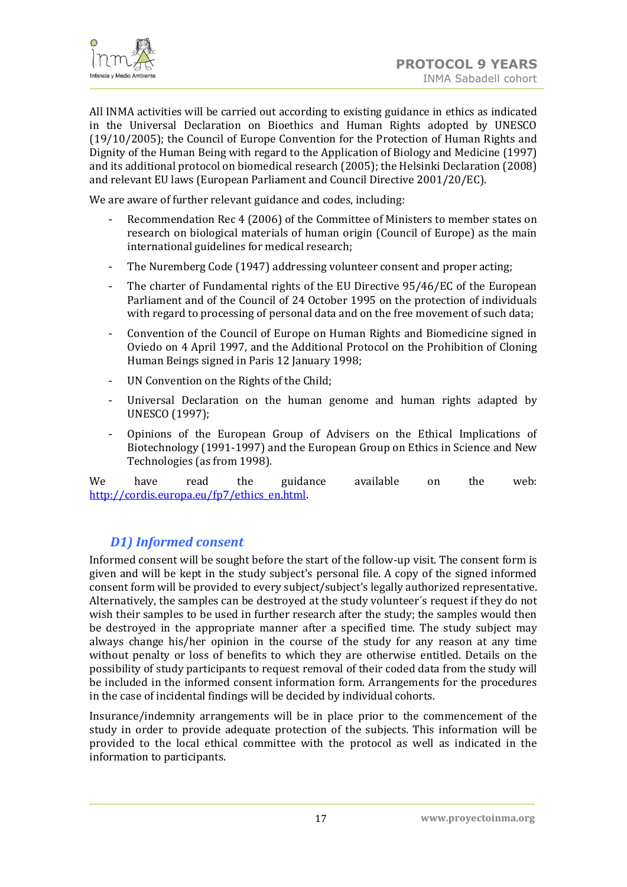All INMA activities will be carried out according to existing guidance in ethics as indicated in the Universal Declaration on Bioethics and Human Rights adopted by UNESCO (19/10/2005); the Council of Europe Convention for the Protection of Human Rights and Dignity of the Human Being with regard to the Application of Biology and Medicine (1997) and its additional protocol on biomedical research (2005); the Helsinki Declaration (2008) and relevant EU laws (European Parliament and Council Directive 2001/20/EC).

We are aware of further relevant guidance and codes, including:

- Recommendation Rec 4 (2006) of the Committee of Ministers to member states on research on biological materials of human origin (Council of Europe) as the main international guidelines for medical research;
- The Nuremberg Code (1947) addressing volunteer consent and proper acting;
- The charter of Fundamental rights of the EU Directive 95/46/EC of the European Parliament and of the Council of 24 October 1995 on the protection of individuals with regard to processing of personal data and on the free movement of such data;
- Convention of the Council of Europe on Human Rights and Biomedicine signed in Oviedo on 4 April 1997, and the Additional Protocol on the Prohibition of Cloning Human Beings signed in Paris 12 January 1998;
- UN Convention on the Rights of the Child;
- Universal Declaration on the human genome and human rights adapted by UNESCO (1997);
- Opinions of the European Group of Advisers on the Ethical Implications of Biotechnology (1991-1997) and the European Group on Ethics in Science and New Technologies (as from 1998).

We have read the guidance available on the web: http://cordis.europa.eu/fp7/ethics_en.html.

## *D1) Informed consent*

Informed consent will be sought before the start of the follow-up visit. The consent form is given and will be kept in the study subject's personal file. A copy of the signed informed consent form will be provided to every subject/subject's legally authorized representative. Alternatively, the samples can be destroyed at the study volunteer´s request if they do not wish their samples to be used in further research after the study; the samples would then be destroyed in the appropriate manner after a specified time. The study subject may always change his/her opinion in the course of the study for any reason at any time without penalty or loss of benefits to which they are otherwise entitled. Details on the possibility of study participants to request removal of their coded data from the study will be included in the informed consent information form. Arrangements for the procedures in the case of incidental findings will be decided by individual cohorts.

Insurance/indemnity arrangements will be in place prior to the commencement of the study in order to provide adequate protection of the subjects. This information will be provided to the local ethical committee with the protocol as well as indicated in the information to participants.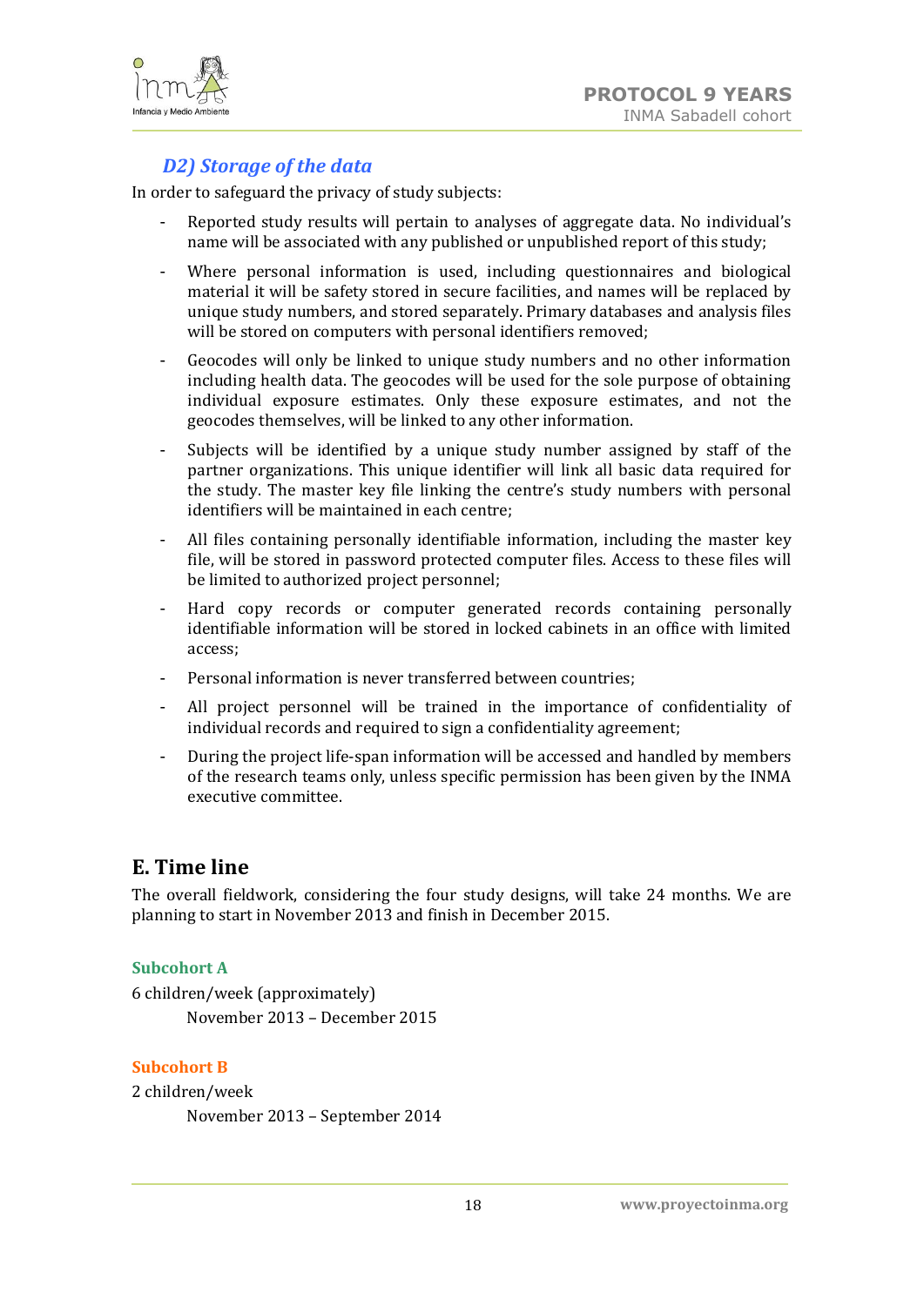### *D2) Storage of the data*

In order to safeguard the privacy of study subjects:

- Reported study results will pertain to analyses of aggregate data. No individual's name will be associated with any published or unpublished report of this study;
- Where personal information is used, including questionnaires and biological material it will be safety stored in secure facilities, and names will be replaced by unique study numbers, and stored separately. Primary databases and analysis files will be stored on computers with personal identifiers removed;
- Geocodes will only be linked to unique study numbers and no other information including health data. The geocodes will be used for the sole purpose of obtaining individual exposure estimates. Only these exposure estimates, and not the geocodes themselves, will be linked to any other information.
- Subjects will be identified by a unique study number assigned by staff of the partner organizations. This unique identifier will link all basic data required for the study. The master key file linking the centre's study numbers with personal identifiers will be maintained in each centre;
- All files containing personally identifiable information, including the master key file, will be stored in password protected computer files. Access to these files will be limited to authorized project personnel;
- Hard copy records or computer generated records containing personally identifiable information will be stored in locked cabinets in an office with limited access;
- Personal information is never transferred between countries;
- All project personnel will be trained in the importance of confidentiality of individual records and required to sign a confidentiality agreement;
- During the project life-span information will be accessed and handled by members of the research teams only, unless specific permission has been given by the INMA executive committee.

## E. Time line

The overall fieldwork, considering the four study designs, will take 24 months. We are planning to start in November 2013 and finish in December 2015.

#### Subcohort A

6 children/week (approximately)

November 2013 – December 2015

#### Subcohort B

2 children/week

November 2013 – September 2014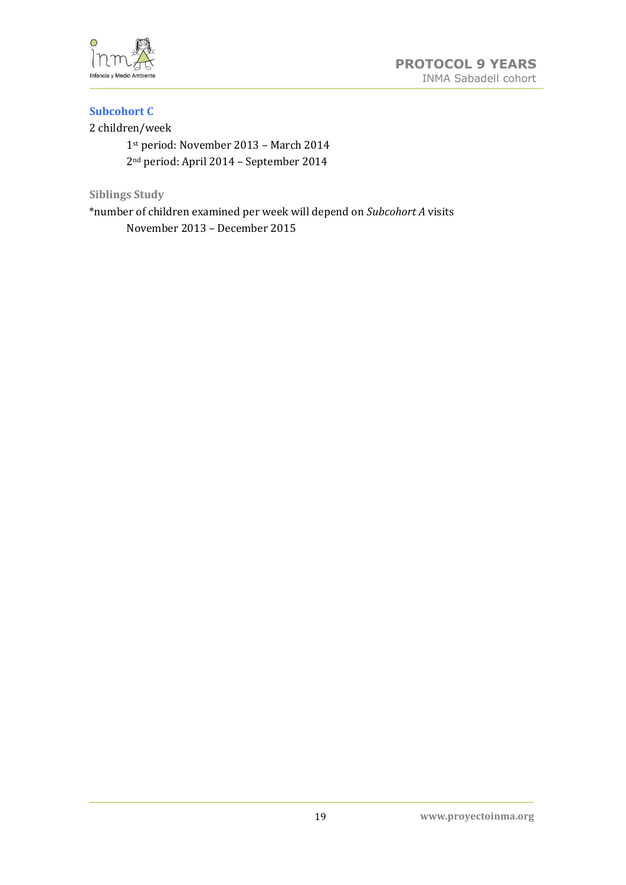### Subcohort C

2 children/week

1st period: November 2013 – March 2014

2nd period: April 2014 – September 2014

### Siblings Study

*number of children examined per week will depend on *Subcohort A* visits

November 2013 – December 2015